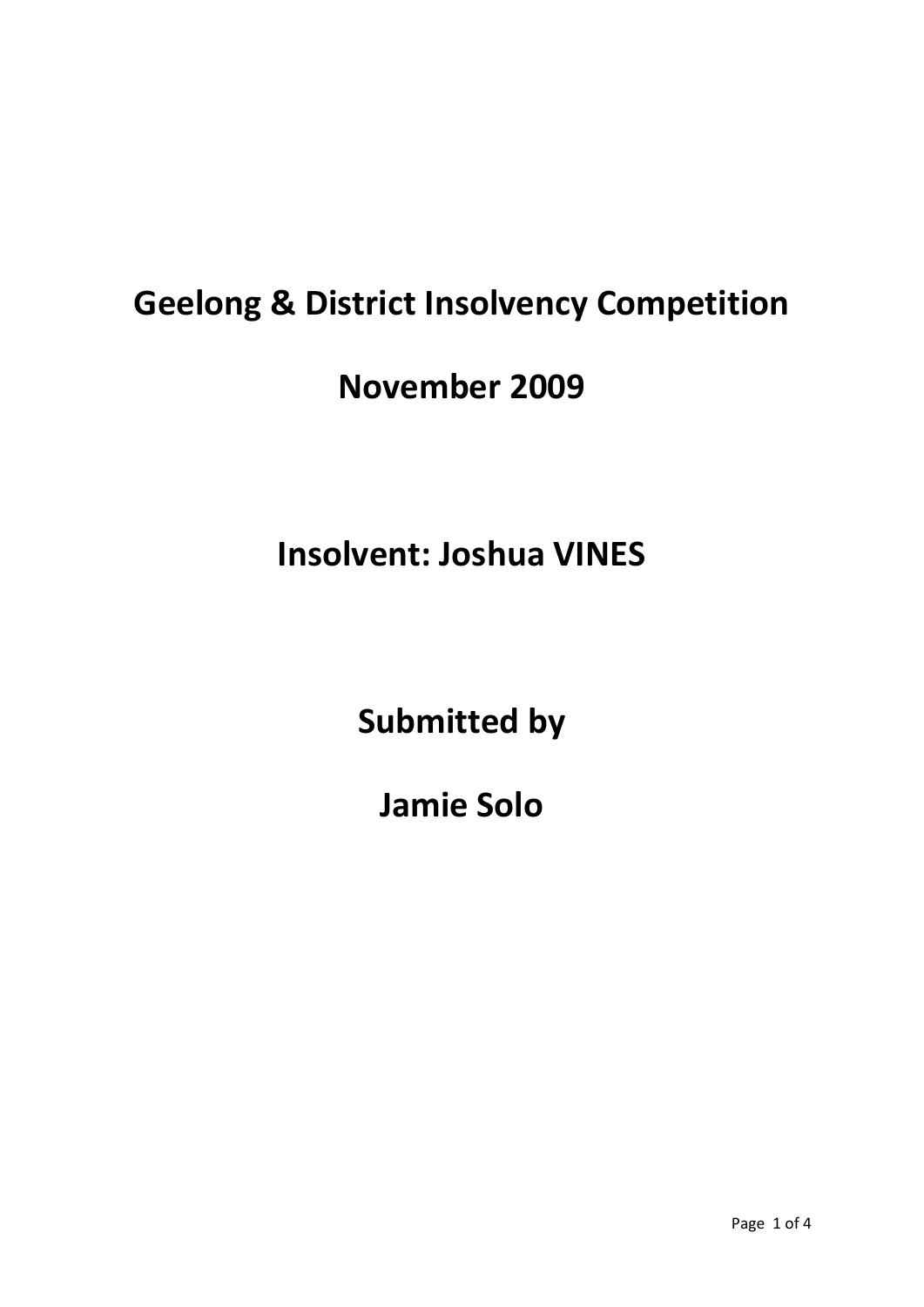# Geelong & District Insolvency Competition

# November 2009

# Insolvent: Joshua VINES

# Submitted by

# Jamie Solo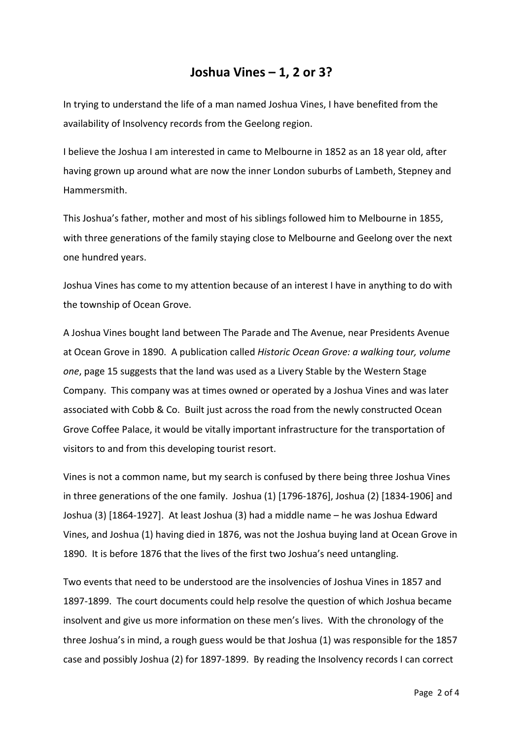# Joshua Vines – 1, 2 or 3?

In trying to understand the life of a man named Joshua Vines, I have benefited from the availability of Insolvency records from the Geelong region.

I believe the Joshua I am interested in came to Melbourne in 1852 as an 18 year old, after having grown up around what are now the inner London suburbs of Lambeth, Stepney and Hammersmith.

This Joshua's father, mother and most of his siblings followed him to Melbourne in 1855, with three generations of the family staying close to Melbourne and Geelong over the next one hundred years.

Joshua Vines has come to my attention because of an interest I have in anything to do with the township of Ocean Grove.

A Joshua Vines bought land between The Parade and The Avenue, near Presidents Avenue at Ocean Grove in 1890. A publication called *Historic Ocean Grove: a walking tour, volume one*, page 15 suggests that the land was used as a Livery Stable by the Western Stage Company. This company was at times owned or operated by a Joshua Vines and was later associated with Cobb & Co. Built just across the road from the newly constructed Ocean Grove Coffee Palace, it would be vitally important infrastructure for the transportation of visitors to and from this developing tourist resort.

Vines is not a common name, but my search is confused by there being three Joshua Vines in three generations of the one family. Joshua (1) [1796-1876], Joshua (2) [1834-1906] and Joshua (3) [1864-1927]. At least Joshua (3) had a middle name – he was Joshua Edward Vines, and Joshua (1) having died in 1876, was not the Joshua buying land at Ocean Grove in 1890. It is before 1876 that the lives of the first two Joshua's need untangling.

Two events that need to be understood are the insolvencies of Joshua Vines in 1857 and 1897-1899. The court documents could help resolve the question of which Joshua became insolvent and give us more information on these men's lives. With the chronology of the three Joshua's in mind, a rough guess would be that Joshua (1) was responsible for the 1857 case and possibly Joshua (2) for 1897-1899. By reading the Insolvency records I can correct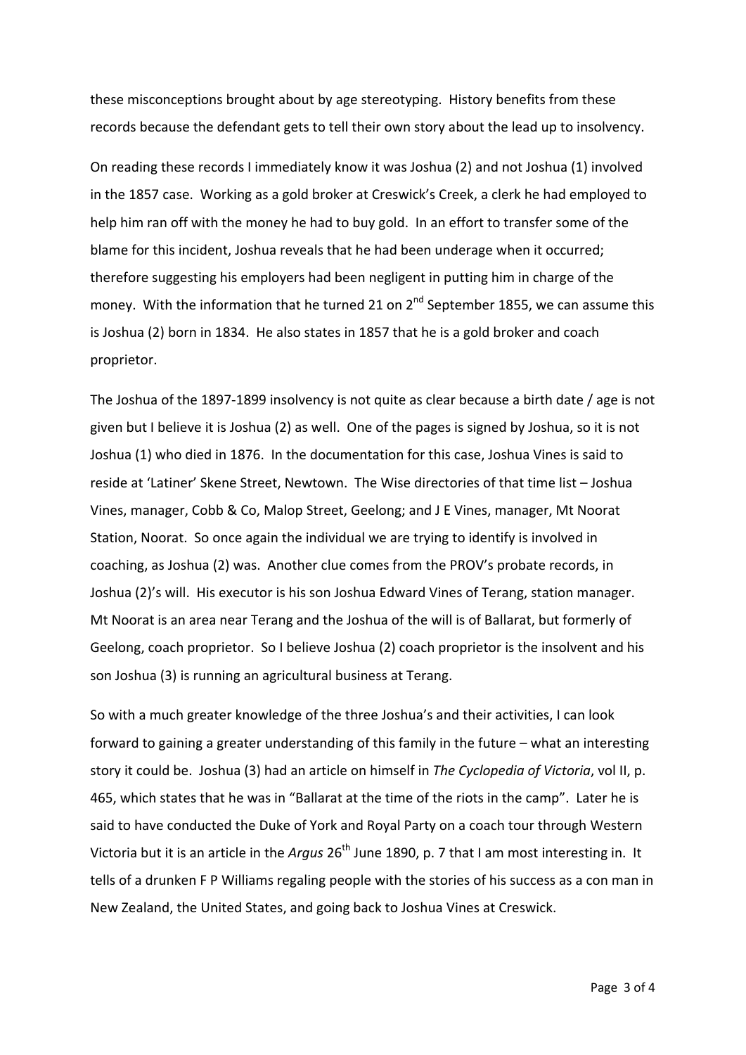these misconceptions brought about by age stereotyping. History benefits from these records because the defendant gets to tell their own story about the lead up to insolvency.

On reading these records I immediately know it was Joshua (2) and not Joshua (1) involved in the 1857 case. Working as a gold broker at Creswick's Creek, a clerk he had employed to help him ran off with the money he had to buy gold. In an effort to transfer some of the blame for this incident, Joshua reveals that he had been underage when it occurred; therefore suggesting his employers had been negligent in putting him in charge of the money. With the information that he turned 21 on 2nd September 1855, we can assume this is Joshua (2) born in 1834. He also states in 1857 that he is a gold broker and coach proprietor.

The Joshua of the 1897-1899 insolvency is not quite as clear because a birth date / age is not given but I believe it is Joshua (2) as well. One of the pages is signed by Joshua, so it is not Joshua (1) who died in 1876. In the documentation for this case, Joshua Vines is said to reside at 'Latiner' Skene Street, Newtown. The Wise directories of that time list – Joshua Vines, manager, Cobb & Co, Malop Street, Geelong; and J E Vines, manager, Mt Noorat Station, Noorat. So once again the individual we are trying to identify is involved in coaching, as Joshua (2) was. Another clue comes from the PROV's probate records, in Joshua (2)'s will. His executor is his son Joshua Edward Vines of Terang, station manager. Mt Noorat is an area near Terang and the Joshua of the will is of Ballarat, but formerly of Geelong, coach proprietor. So I believe Joshua (2) coach proprietor is the insolvent and his son Joshua (3) is running an agricultural business at Terang.

So with a much greater knowledge of the three Joshua's and their activities, I can look forward to gaining a greater understanding of this family in the future – what an interesting story it could be. Joshua (3) had an article on himself in *The Cyclopedia of Victoria*, vol II, p. 465, which states that he was in "Ballarat at the time of the riots in the camp". Later he is said to have conducted the Duke of York and Royal Party on a coach tour through Western Victoria but it is an article in the *Argus* 26th June 1890, p. 7 that I am most interesting in. It tells of a drunken F P Williams regaling people with the stories of his success as a con man in New Zealand, the United States, and going back to Joshua Vines at Creswick.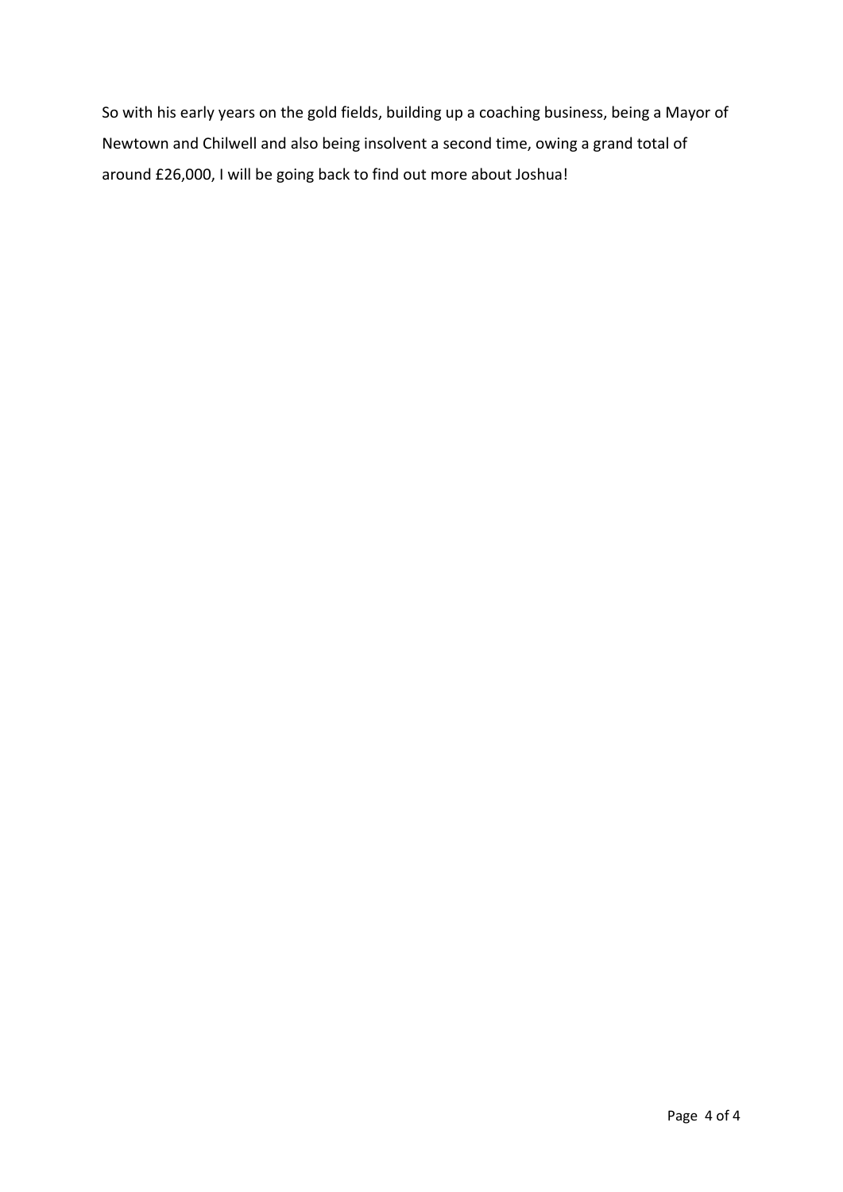So with his early years on the gold fields, building up a coaching business, being a Mayor of Newtown and Chilwell and also being insolvent a second time, owing a grand total of around £26,000, I will be going back to find out more about Joshua!